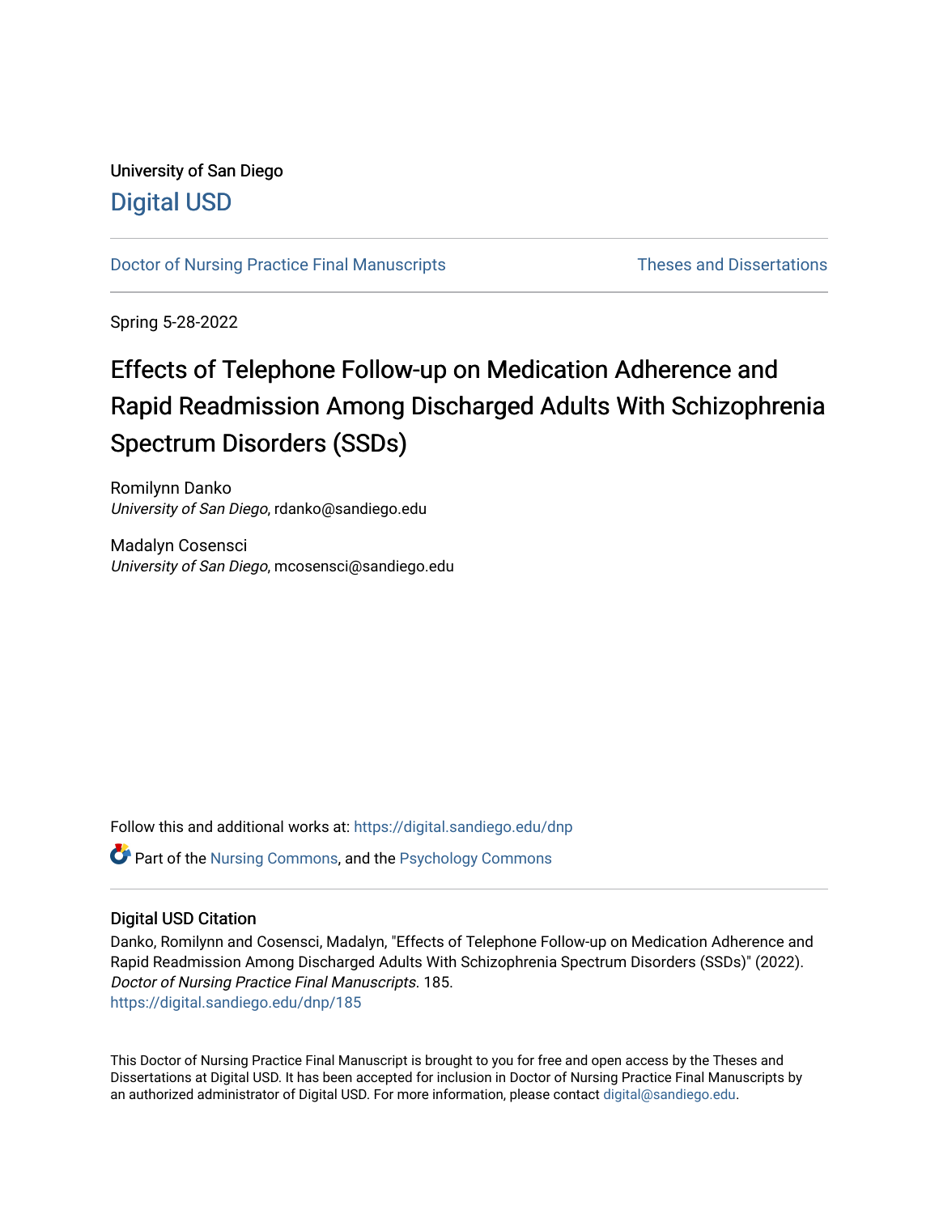University of San Diego

# Digital USD

Doctor of Nursing Practice Final Manuscripts | Theses and Dissertations

Spring 5-28-2022

# Effects of Telephone Follow-up on Medication Adherence and Rapid Readmission Among Discharged Adults With Schizophrenia Spectrum Disorders (SSDs)

Romilynn Danko
*University of San Diego*, rdanko@sandiego.edu

Madalyn Cosensci
*University of San Diego*, mcosensci@sandiego.edu

Follow this and additional works at: https://digital.sandiego.edu/dnp

Part of the Nursing Commons, and the Psychology Commons

## Digital USD Citation

Danko, Romilynn and Cosensci, Madalyn, "Effects of Telephone Follow-up on Medication Adherence and Rapid Readmission Among Discharged Adults With Schizophrenia Spectrum Disorders (SSDs)" (2022). *Doctor of Nursing Practice Final Manuscripts*. 185.
https://digital.sandiego.edu/dnp/185

This Doctor of Nursing Practice Final Manuscript is brought to you for free and open access by the Theses and Dissertations at Digital USD. It has been accepted for inclusion in Doctor of Nursing Practice Final Manuscripts by an authorized administrator of Digital USD. For more information, please contact digital@sandiego.edu.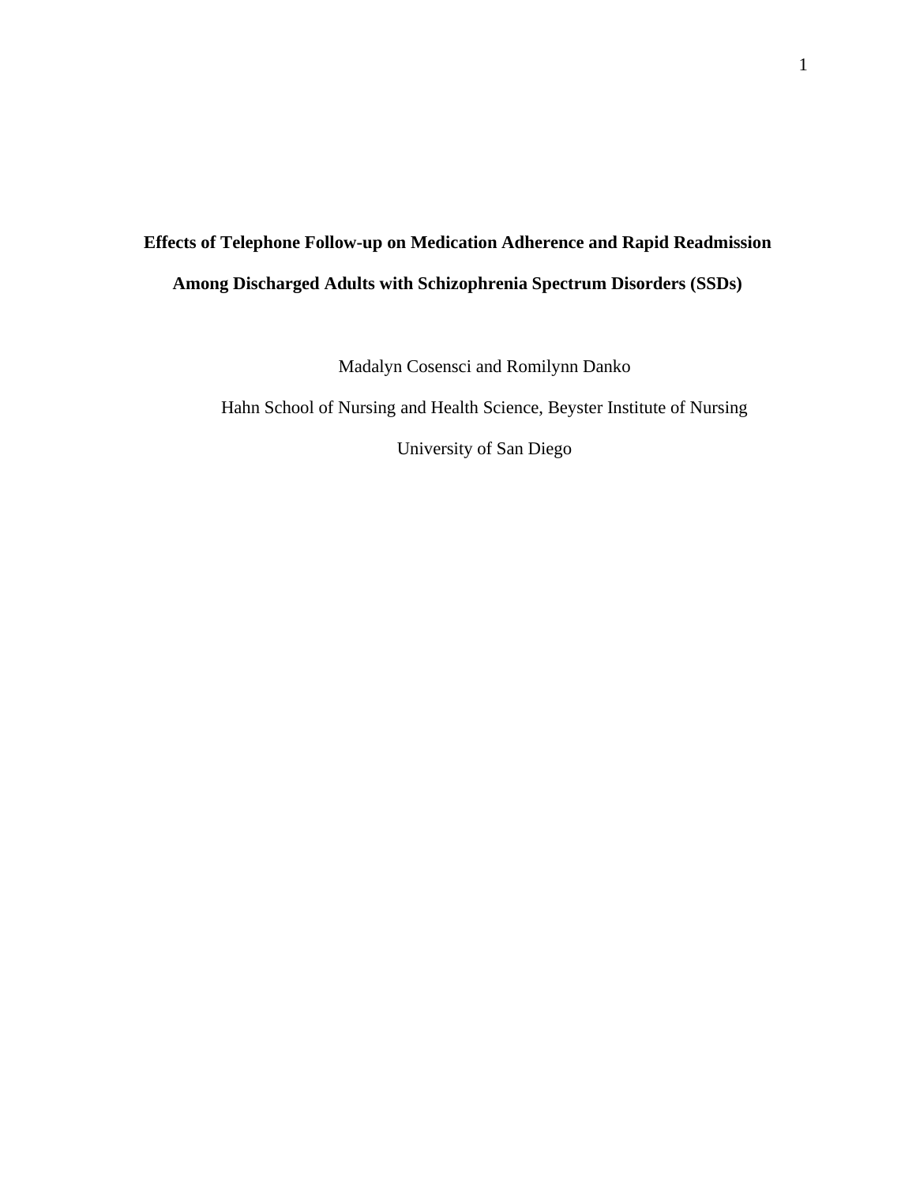**Effects of Telephone Follow-up on Medication Adherence and Rapid Readmission Among Discharged Adults with Schizophrenia Spectrum Disorders (SSDs)**

Madalyn Cosensci and Romilynn Danko

Hahn School of Nursing and Health Science, Beyster Institute of Nursing

University of San Diego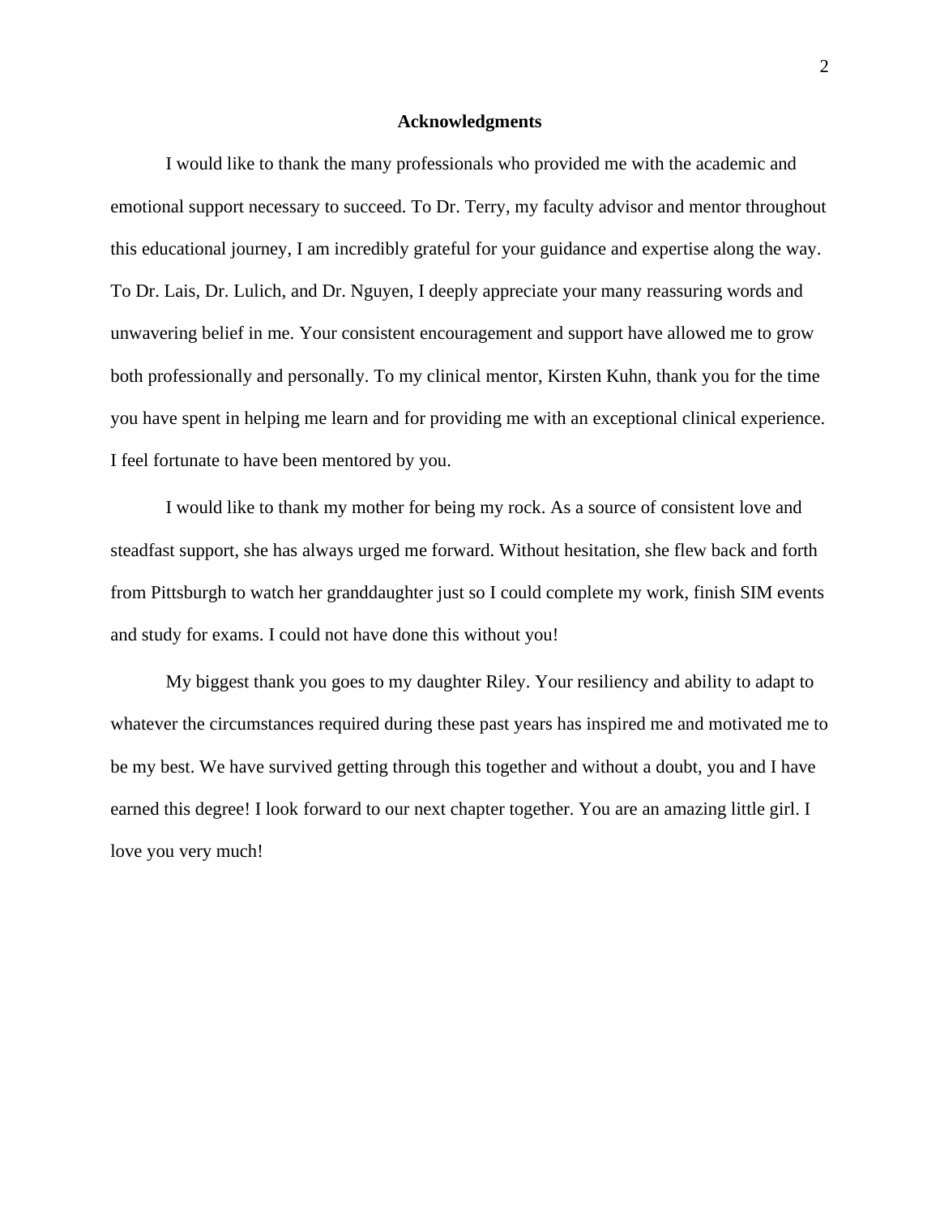# Acknowledgments

I would like to thank the many professionals who provided me with the academic and emotional support necessary to succeed. To Dr. Terry, my faculty advisor and mentor throughout this educational journey, I am incredibly grateful for your guidance and expertise along the way. To Dr. Lais, Dr. Lulich, and Dr. Nguyen, I deeply appreciate your many reassuring words and unwavering belief in me. Your consistent encouragement and support have allowed me to grow both professionally and personally. To my clinical mentor, Kirsten Kuhn, thank you for the time you have spent in helping me learn and for providing me with an exceptional clinical experience. I feel fortunate to have been mentored by you.

I would like to thank my mother for being my rock. As a source of consistent love and steadfast support, she has always urged me forward. Without hesitation, she flew back and forth from Pittsburgh to watch her granddaughter just so I could complete my work, finish SIM events and study for exams. I could not have done this without you!

My biggest thank you goes to my daughter Riley. Your resiliency and ability to adapt to whatever the circumstances required during these past years has inspired me and motivated me to be my best. We have survived getting through this together and without a doubt, you and I have earned this degree! I look forward to our next chapter together. You are an amazing little girl. I love you very much!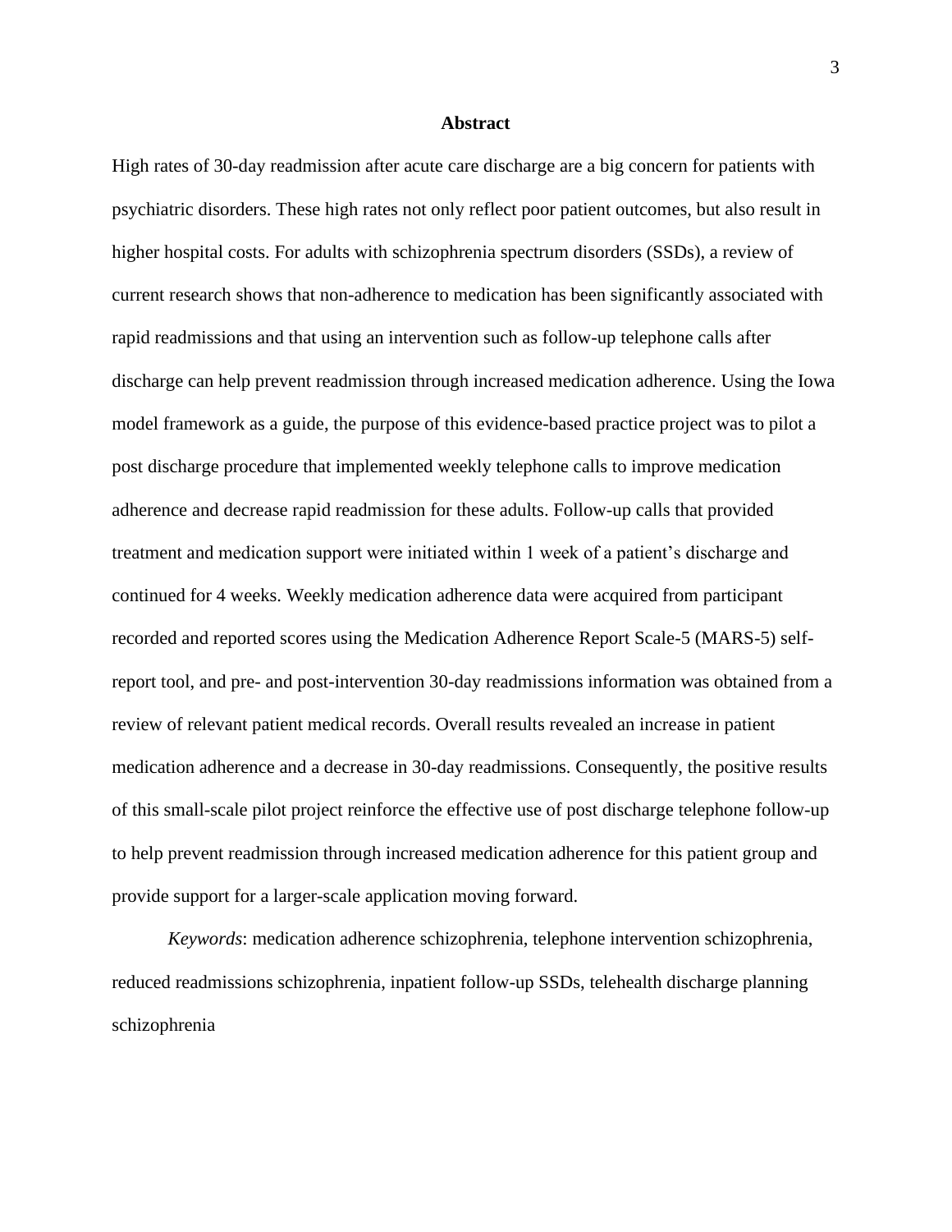# Abstract

High rates of 30-day readmission after acute care discharge are a big concern for patients with psychiatric disorders. These high rates not only reflect poor patient outcomes, but also result in higher hospital costs. For adults with schizophrenia spectrum disorders (SSDs), a review of current research shows that non-adherence to medication has been significantly associated with rapid readmissions and that using an intervention such as follow-up telephone calls after discharge can help prevent readmission through increased medication adherence. Using the Iowa model framework as a guide, the purpose of this evidence-based practice project was to pilot a post discharge procedure that implemented weekly telephone calls to improve medication adherence and decrease rapid readmission for these adults. Follow-up calls that provided treatment and medication support were initiated within 1 week of a patient's discharge and continued for 4 weeks. Weekly medication adherence data were acquired from participant recorded and reported scores using the Medication Adherence Report Scale-5 (MARS-5) self-report tool, and pre- and post-intervention 30-day readmissions information was obtained from a review of relevant patient medical records. Overall results revealed an increase in patient medication adherence and a decrease in 30-day readmissions. Consequently, the positive results of this small-scale pilot project reinforce the effective use of post discharge telephone follow-up to help prevent readmission through increased medication adherence for this patient group and provide support for a larger-scale application moving forward.

*Keywords*: medication adherence schizophrenia, telephone intervention schizophrenia, reduced readmissions schizophrenia, inpatient follow-up SSDs, telehealth discharge planning schizophrenia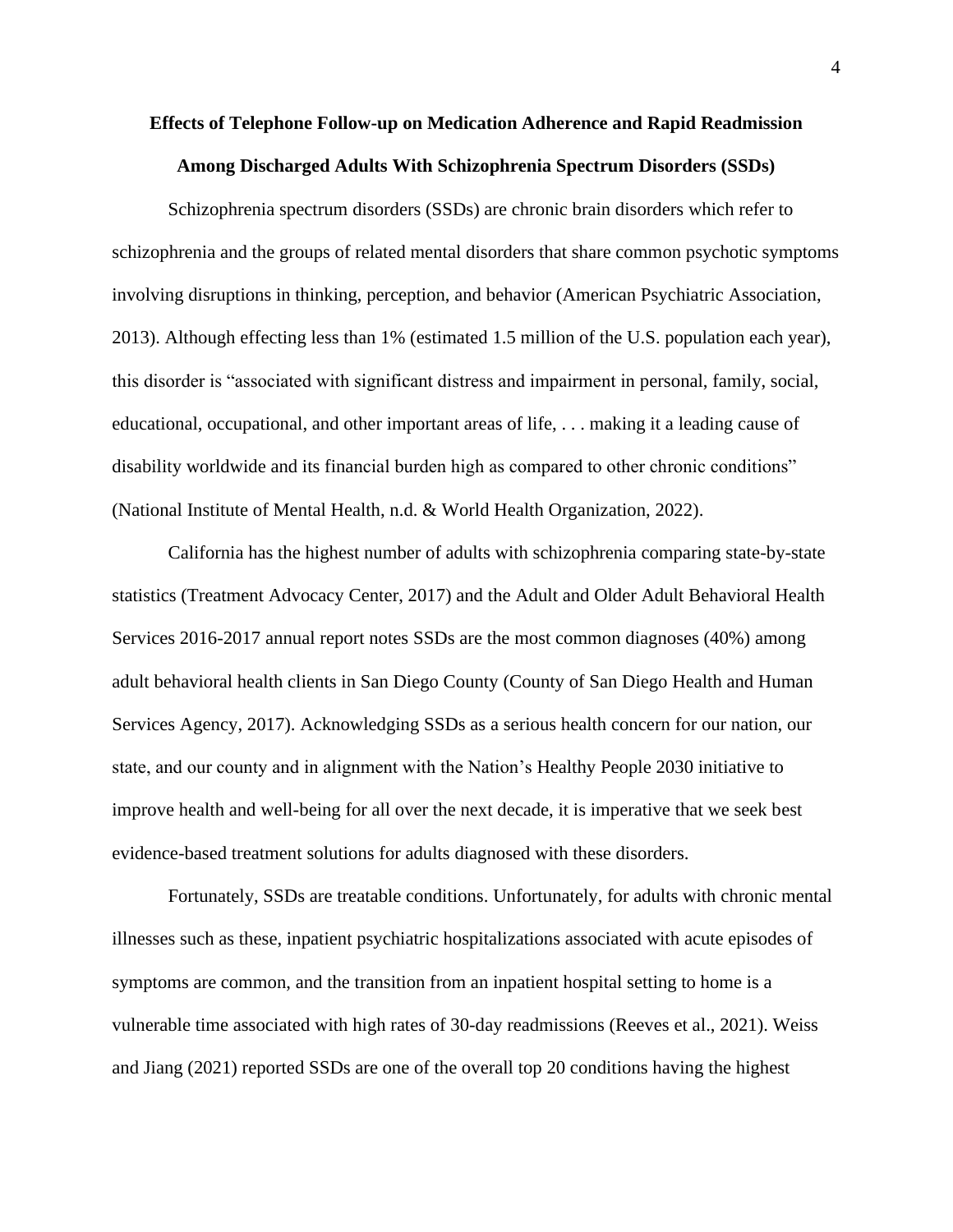**Effects of Telephone Follow-up on Medication Adherence and Rapid Readmission Among Discharged Adults With Schizophrenia Spectrum Disorders (SSDs)**

Schizophrenia spectrum disorders (SSDs) are chronic brain disorders which refer to schizophrenia and the groups of related mental disorders that share common psychotic symptoms involving disruptions in thinking, perception, and behavior (American Psychiatric Association, 2013). Although effecting less than 1% (estimated 1.5 million of the U.S. population each year), this disorder is "associated with significant distress and impairment in personal, family, social, educational, occupational, and other important areas of life, . . . making it a leading cause of disability worldwide and its financial burden high as compared to other chronic conditions" (National Institute of Mental Health, n.d. & World Health Organization, 2022).

California has the highest number of adults with schizophrenia comparing state-by-state statistics (Treatment Advocacy Center, 2017) and the Adult and Older Adult Behavioral Health Services 2016-2017 annual report notes SSDs are the most common diagnoses (40%) among adult behavioral health clients in San Diego County (County of San Diego Health and Human Services Agency, 2017). Acknowledging SSDs as a serious health concern for our nation, our state, and our county and in alignment with the Nation's Healthy People 2030 initiative to improve health and well-being for all over the next decade, it is imperative that we seek best evidence-based treatment solutions for adults diagnosed with these disorders.

Fortunately, SSDs are treatable conditions. Unfortunately, for adults with chronic mental illnesses such as these, inpatient psychiatric hospitalizations associated with acute episodes of symptoms are common, and the transition from an inpatient hospital setting to home is a vulnerable time associated with high rates of 30-day readmissions (Reeves et al., 2021). Weiss and Jiang (2021) reported SSDs are one of the overall top 20 conditions having the highest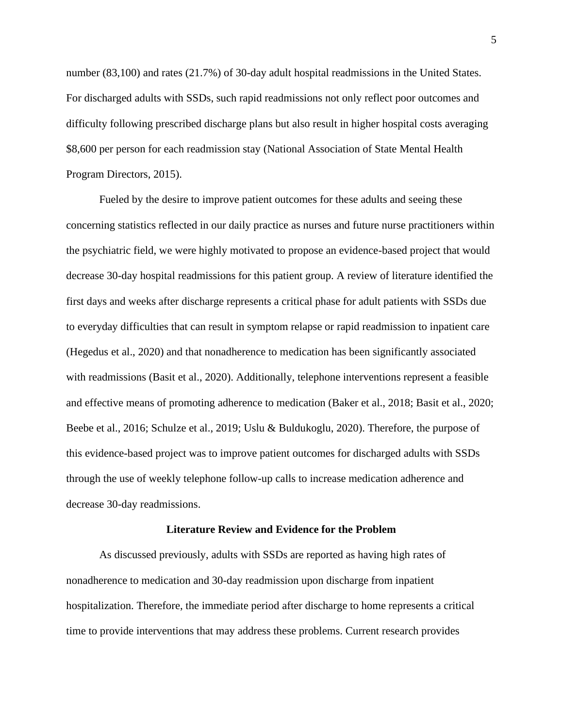number (83,100) and rates (21.7%) of 30-day adult hospital readmissions in the United States. For discharged adults with SSDs, such rapid readmissions not only reflect poor outcomes and difficulty following prescribed discharge plans but also result in higher hospital costs averaging $8,600 per person for each readmission stay (National Association of State Mental Health Program Directors, 2015).

Fueled by the desire to improve patient outcomes for these adults and seeing these concerning statistics reflected in our daily practice as nurses and future nurse practitioners within the psychiatric field, we were highly motivated to propose an evidence-based project that would decrease 30-day hospital readmissions for this patient group. A review of literature identified the first days and weeks after discharge represents a critical phase for adult patients with SSDs due to everyday difficulties that can result in symptom relapse or rapid readmission to inpatient care (Hegedus et al., 2020) and that nonadherence to medication has been significantly associated with readmissions (Basit et al., 2020). Additionally, telephone interventions represent a feasible and effective means of promoting adherence to medication (Baker et al., 2018; Basit et al., 2020; Beebe et al., 2016; Schulze et al., 2019; Uslu & Buldukoglu, 2020). Therefore, the purpose of this evidence-based project was to improve patient outcomes for discharged adults with SSDs through the use of weekly telephone follow-up calls to increase medication adherence and decrease 30-day readmissions.

## Literature Review and Evidence for the Problem

As discussed previously, adults with SSDs are reported as having high rates of nonadherence to medication and 30-day readmission upon discharge from inpatient hospitalization. Therefore, the immediate period after discharge to home represents a critical time to provide interventions that may address these problems. Current research provides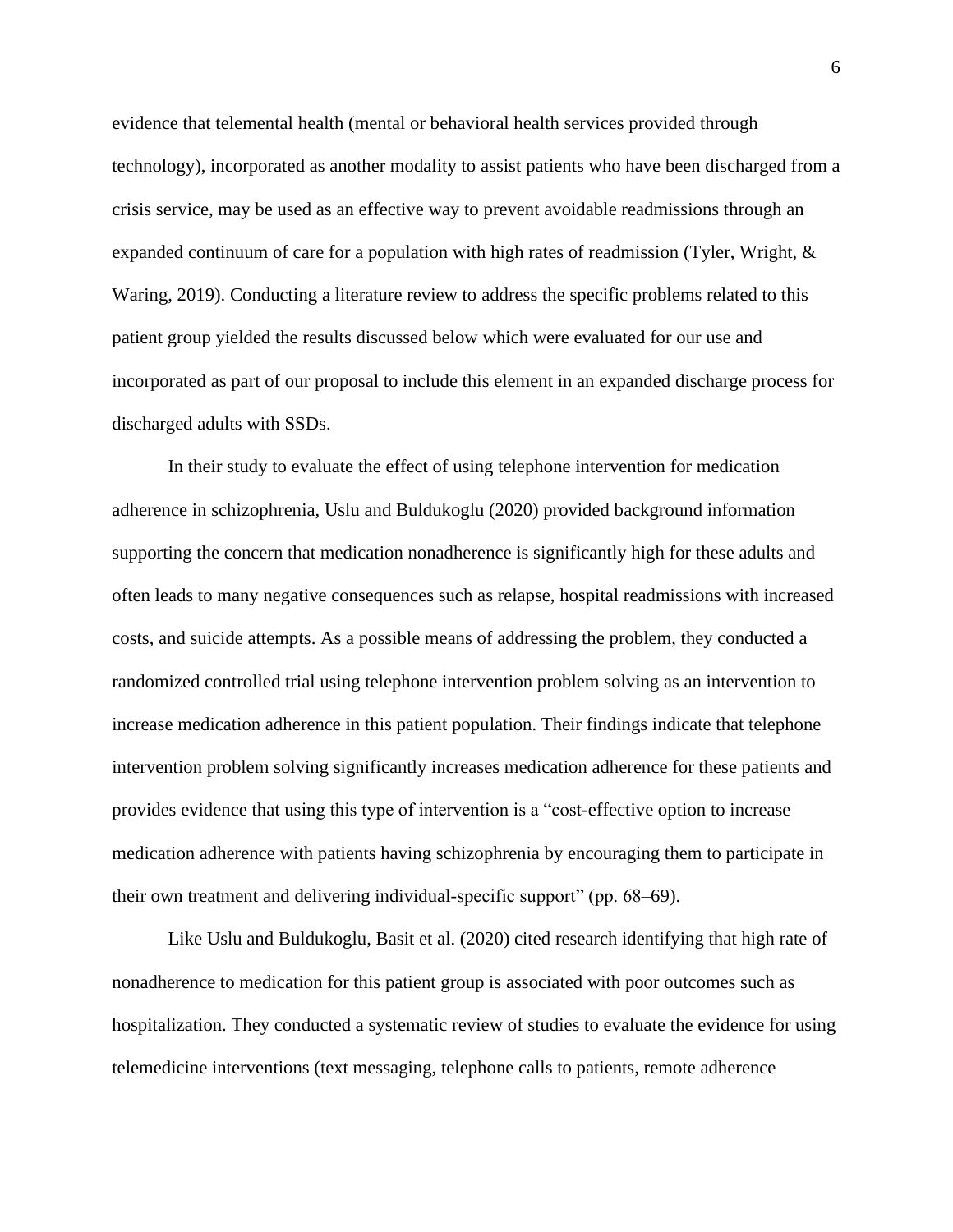evidence that telemental health (mental or behavioral health services provided through technology), incorporated as another modality to assist patients who have been discharged from a crisis service, may be used as an effective way to prevent avoidable readmissions through an expanded continuum of care for a population with high rates of readmission (Tyler, Wright, & Waring, 2019). Conducting a literature review to address the specific problems related to this patient group yielded the results discussed below which were evaluated for our use and incorporated as part of our proposal to include this element in an expanded discharge process for discharged adults with SSDs.

In their study to evaluate the effect of using telephone intervention for medication adherence in schizophrenia, Uslu and Buldukoglu (2020) provided background information supporting the concern that medication nonadherence is significantly high for these adults and often leads to many negative consequences such as relapse, hospital readmissions with increased costs, and suicide attempts. As a possible means of addressing the problem, they conducted a randomized controlled trial using telephone intervention problem solving as an intervention to increase medication adherence in this patient population. Their findings indicate that telephone intervention problem solving significantly increases medication adherence for these patients and provides evidence that using this type of intervention is a "cost-effective option to increase medication adherence with patients having schizophrenia by encouraging them to participate in their own treatment and delivering individual-specific support" (pp. 68–69).

Like Uslu and Buldukoglu, Basit et al. (2020) cited research identifying that high rate of nonadherence to medication for this patient group is associated with poor outcomes such as hospitalization. They conducted a systematic review of studies to evaluate the evidence for using telemedicine interventions (text messaging, telephone calls to patients, remote adherence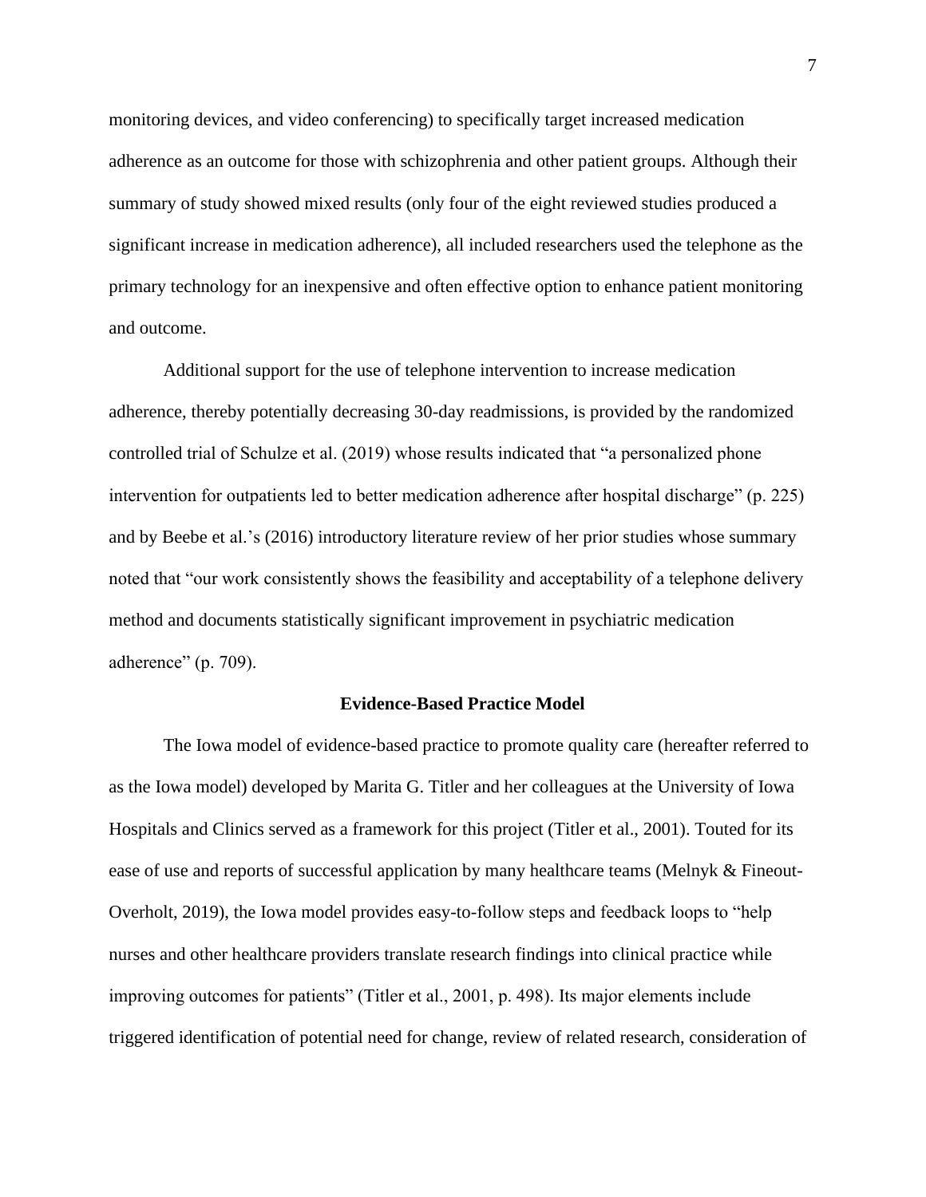monitoring devices, and video conferencing) to specifically target increased medication adherence as an outcome for those with schizophrenia and other patient groups. Although their summary of study showed mixed results (only four of the eight reviewed studies produced a significant increase in medication adherence), all included researchers used the telephone as the primary technology for an inexpensive and often effective option to enhance patient monitoring and outcome.

Additional support for the use of telephone intervention to increase medication adherence, thereby potentially decreasing 30-day readmissions, is provided by the randomized controlled trial of Schulze et al. (2019) whose results indicated that "a personalized phone intervention for outpatients led to better medication adherence after hospital discharge" (p. 225) and by Beebe et al.'s (2016) introductory literature review of her prior studies whose summary noted that "our work consistently shows the feasibility and acceptability of a telephone delivery method and documents statistically significant improvement in psychiatric medication adherence" (p. 709).

## Evidence-Based Practice Model

The Iowa model of evidence-based practice to promote quality care (hereafter referred to as the Iowa model) developed by Marita G. Titler and her colleagues at the University of Iowa Hospitals and Clinics served as a framework for this project (Titler et al., 2001). Touted for its ease of use and reports of successful application by many healthcare teams (Melnyk & Fineout-Overholt, 2019), the Iowa model provides easy-to-follow steps and feedback loops to "help nurses and other healthcare providers translate research findings into clinical practice while improving outcomes for patients" (Titler et al., 2001, p. 498). Its major elements include triggered identification of potential need for change, review of related research, consideration of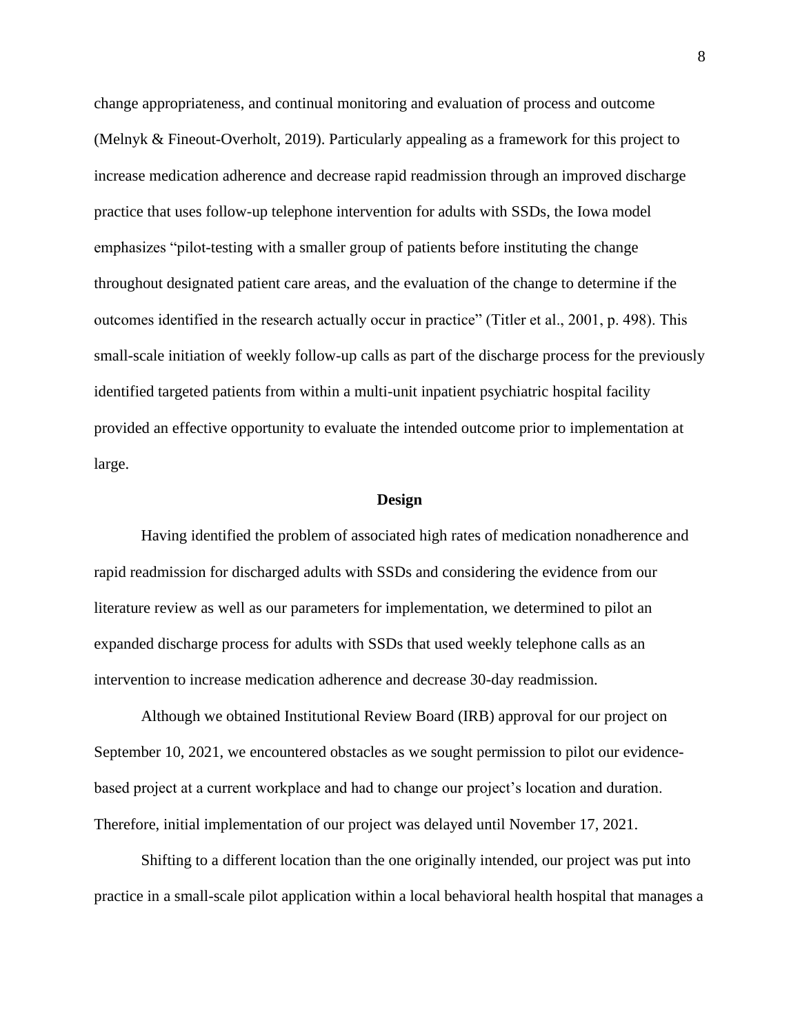change appropriateness, and continual monitoring and evaluation of process and outcome (Melnyk & Fineout-Overholt, 2019). Particularly appealing as a framework for this project to increase medication adherence and decrease rapid readmission through an improved discharge practice that uses follow-up telephone intervention for adults with SSDs, the Iowa model emphasizes "pilot-testing with a smaller group of patients before instituting the change throughout designated patient care areas, and the evaluation of the change to determine if the outcomes identified in the research actually occur in practice" (Titler et al., 2001, p. 498). This small-scale initiation of weekly follow-up calls as part of the discharge process for the previously identified targeted patients from within a multi-unit inpatient psychiatric hospital facility provided an effective opportunity to evaluate the intended outcome prior to implementation at large.

## Design

Having identified the problem of associated high rates of medication nonadherence and rapid readmission for discharged adults with SSDs and considering the evidence from our literature review as well as our parameters for implementation, we determined to pilot an expanded discharge process for adults with SSDs that used weekly telephone calls as an intervention to increase medication adherence and decrease 30-day readmission.

Although we obtained Institutional Review Board (IRB) approval for our project on September 10, 2021, we encountered obstacles as we sought permission to pilot our evidence-based project at a current workplace and had to change our project's location and duration. Therefore, initial implementation of our project was delayed until November 17, 2021.

Shifting to a different location than the one originally intended, our project was put into practice in a small-scale pilot application within a local behavioral health hospital that manages a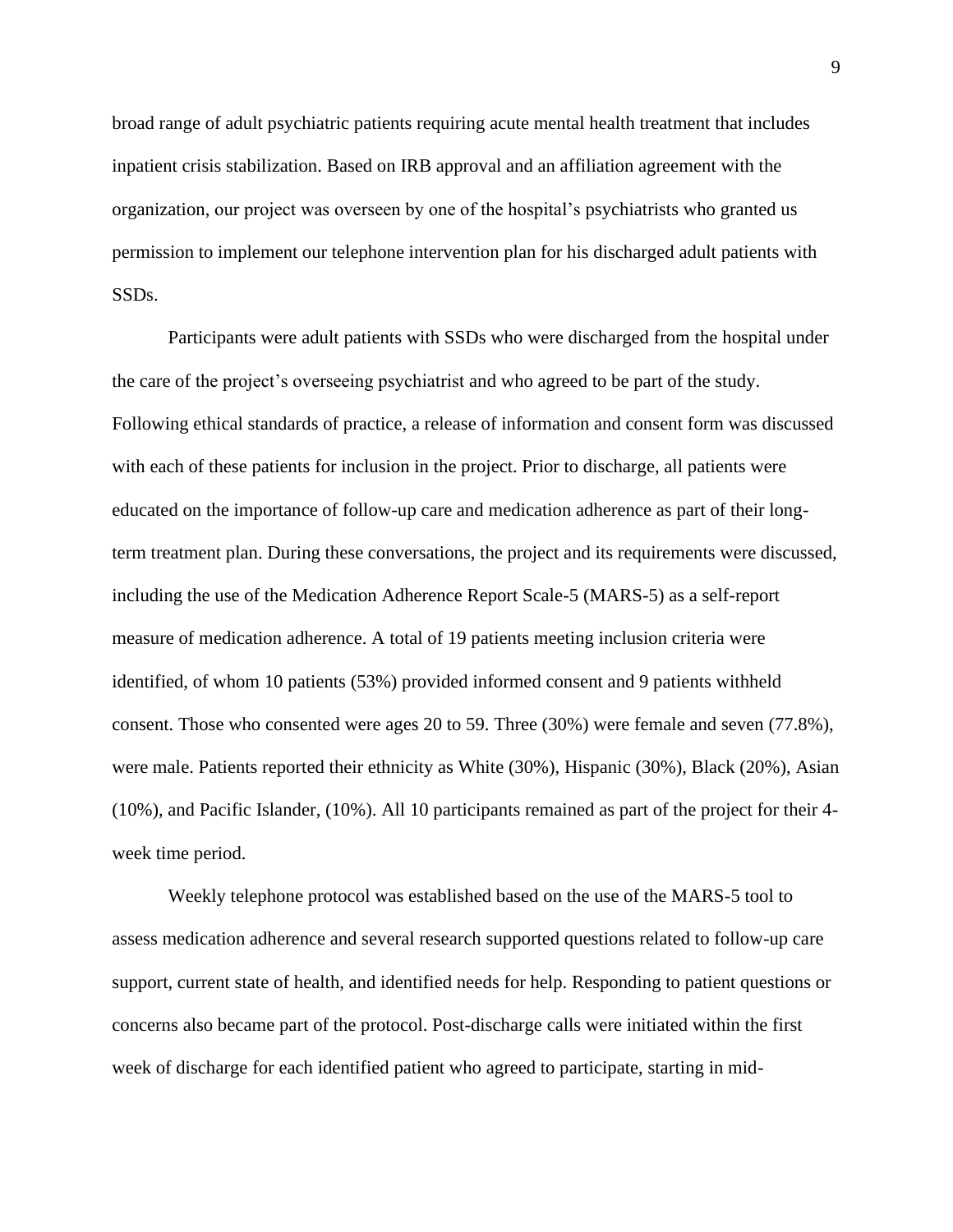broad range of adult psychiatric patients requiring acute mental health treatment that includes inpatient crisis stabilization. Based on IRB approval and an affiliation agreement with the organization, our project was overseen by one of the hospital's psychiatrists who granted us permission to implement our telephone intervention plan for his discharged adult patients with SSDs.

Participants were adult patients with SSDs who were discharged from the hospital under the care of the project's overseeing psychiatrist and who agreed to be part of the study. Following ethical standards of practice, a release of information and consent form was discussed with each of these patients for inclusion in the project. Prior to discharge, all patients were educated on the importance of follow-up care and medication adherence as part of their long-term treatment plan. During these conversations, the project and its requirements were discussed, including the use of the Medication Adherence Report Scale-5 (MARS-5) as a self-report measure of medication adherence. A total of 19 patients meeting inclusion criteria were identified, of whom 10 patients (53%) provided informed consent and 9 patients withheld consent. Those who consented were ages 20 to 59. Three (30%) were female and seven (77.8%), were male. Patients reported their ethnicity as White (30%), Hispanic (30%), Black (20%), Asian (10%), and Pacific Islander, (10%). All 10 participants remained as part of the project for their 4-week time period.

Weekly telephone protocol was established based on the use of the MARS-5 tool to assess medication adherence and several research supported questions related to follow-up care support, current state of health, and identified needs for help. Responding to patient questions or concerns also became part of the protocol. Post-discharge calls were initiated within the first week of discharge for each identified patient who agreed to participate, starting in mid-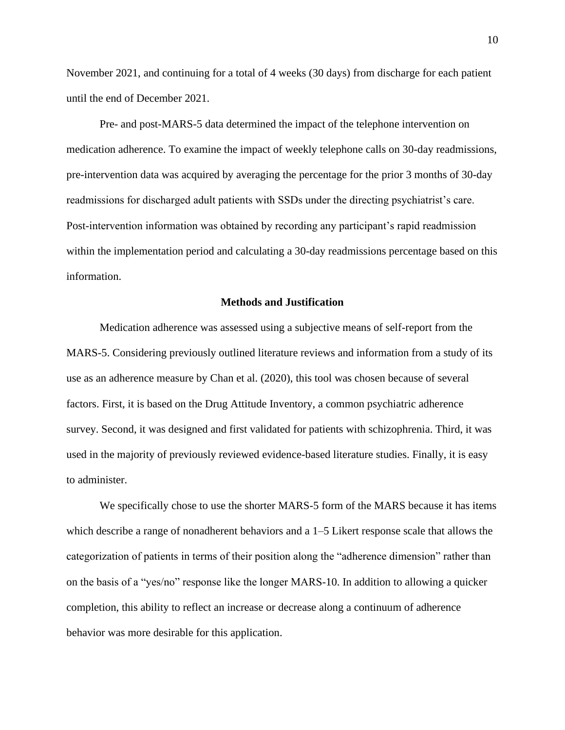November 2021, and continuing for a total of 4 weeks (30 days) from discharge for each patient until the end of December 2021.

Pre- and post-MARS-5 data determined the impact of the telephone intervention on medication adherence. To examine the impact of weekly telephone calls on 30-day readmissions, pre-intervention data was acquired by averaging the percentage for the prior 3 months of 30-day readmissions for discharged adult patients with SSDs under the directing psychiatrist's care. Post-intervention information was obtained by recording any participant's rapid readmission within the implementation period and calculating a 30-day readmissions percentage based on this information.

## Methods and Justification

Medication adherence was assessed using a subjective means of self-report from the MARS-5. Considering previously outlined literature reviews and information from a study of its use as an adherence measure by Chan et al. (2020), this tool was chosen because of several factors. First, it is based on the Drug Attitude Inventory, a common psychiatric adherence survey. Second, it was designed and first validated for patients with schizophrenia. Third, it was used in the majority of previously reviewed evidence-based literature studies. Finally, it is easy to administer.

We specifically chose to use the shorter MARS-5 form of the MARS because it has items which describe a range of nonadherent behaviors and a 1–5 Likert response scale that allows the categorization of patients in terms of their position along the "adherence dimension" rather than on the basis of a "yes/no" response like the longer MARS-10. In addition to allowing a quicker completion, this ability to reflect an increase or decrease along a continuum of adherence behavior was more desirable for this application.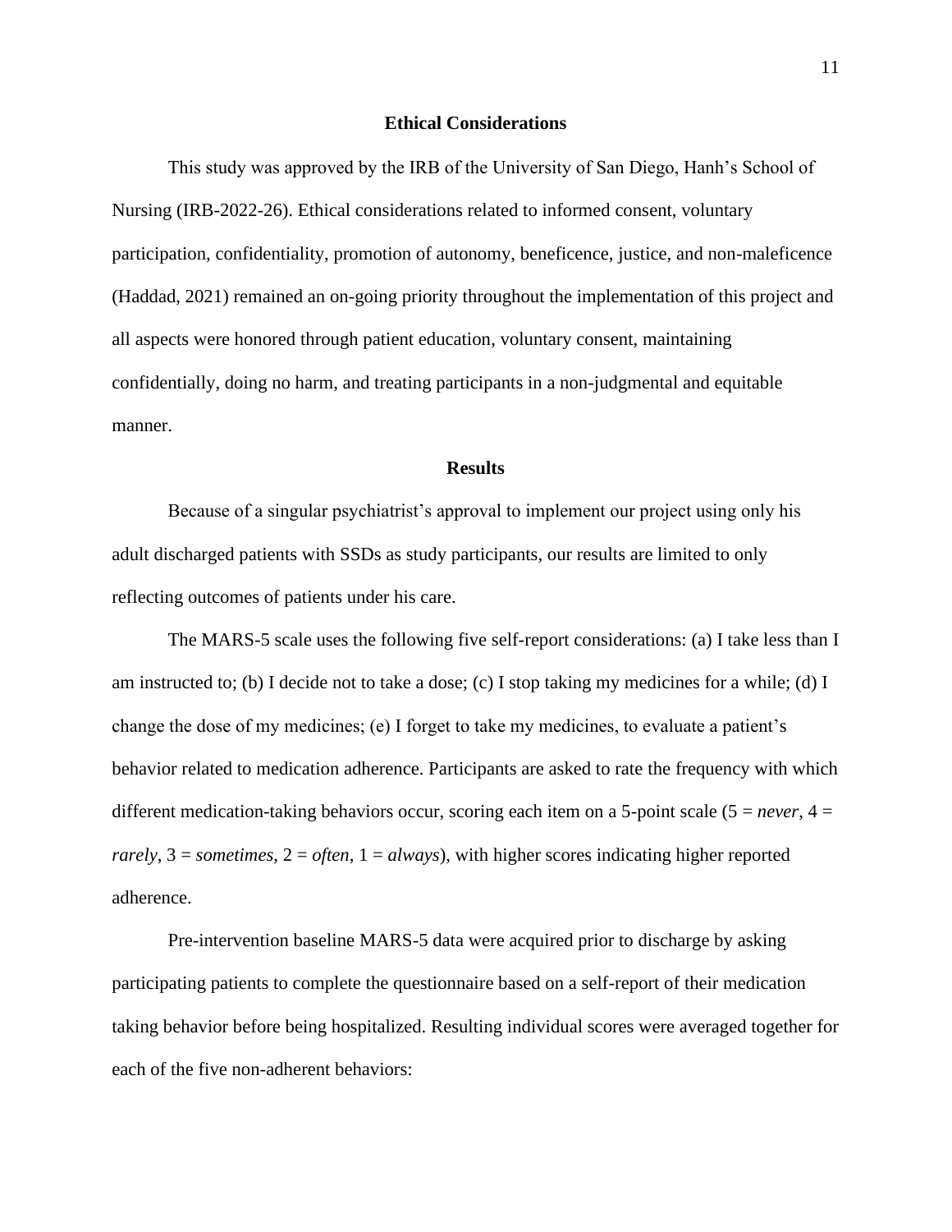## Ethical Considerations

This study was approved by the IRB of the University of San Diego, Hanh's School of Nursing (IRB-2022-26). Ethical considerations related to informed consent, voluntary participation, confidentiality, promotion of autonomy, beneficence, justice, and non-maleficence (Haddad, 2021) remained an on-going priority throughout the implementation of this project and all aspects were honored through patient education, voluntary consent, maintaining confidentially, doing no harm, and treating participants in a non-judgmental and equitable manner.

## Results

Because of a singular psychiatrist's approval to implement our project using only his adult discharged patients with SSDs as study participants, our results are limited to only reflecting outcomes of patients under his care.

The MARS-5 scale uses the following five self-report considerations: (a) I take less than I am instructed to; (b) I decide not to take a dose; (c) I stop taking my medicines for a while; (d) I change the dose of my medicines; (e) I forget to take my medicines, to evaluate a patient's behavior related to medication adherence. Participants are asked to rate the frequency with which different medication-taking behaviors occur, scoring each item on a 5-point scale (5 = *never*, 4 = *rarely*, 3 = *sometimes*, 2 = *often*, 1 = *always*), with higher scores indicating higher reported adherence.

Pre-intervention baseline MARS-5 data were acquired prior to discharge by asking participating patients to complete the questionnaire based on a self-report of their medication taking behavior before being hospitalized. Resulting individual scores were averaged together for each of the five non-adherent behaviors: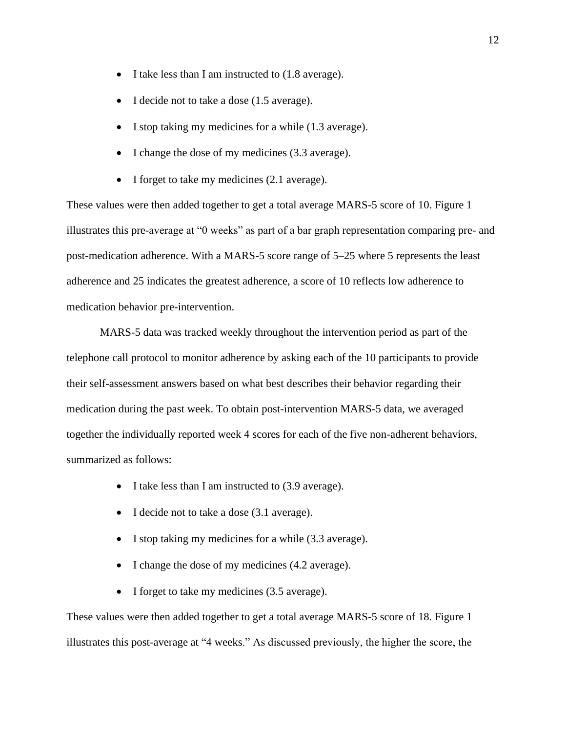- I take less than I am instructed to (1.8 average).
- I decide not to take a dose (1.5 average).
- I stop taking my medicines for a while (1.3 average).
- I change the dose of my medicines (3.3 average).
- I forget to take my medicines (2.1 average).

These values were then added together to get a total average MARS-5 score of 10. Figure 1 illustrates this pre-average at "0 weeks" as part of a bar graph representation comparing pre- and post-medication adherence. With a MARS-5 score range of 5–25 where 5 represents the least adherence and 25 indicates the greatest adherence, a score of 10 reflects low adherence to medication behavior pre-intervention.

MARS-5 data was tracked weekly throughout the intervention period as part of the telephone call protocol to monitor adherence by asking each of the 10 participants to provide their self-assessment answers based on what best describes their behavior regarding their medication during the past week. To obtain post-intervention MARS-5 data, we averaged together the individually reported week 4 scores for each of the five non-adherent behaviors, summarized as follows:

- I take less than I am instructed to (3.9 average).
- I decide not to take a dose (3.1 average).
- I stop taking my medicines for a while (3.3 average).
- I change the dose of my medicines (4.2 average).
- I forget to take my medicines (3.5 average).

These values were then added together to get a total average MARS-5 score of 18. Figure 1 illustrates this post-average at "4 weeks." As discussed previously, the higher the score, the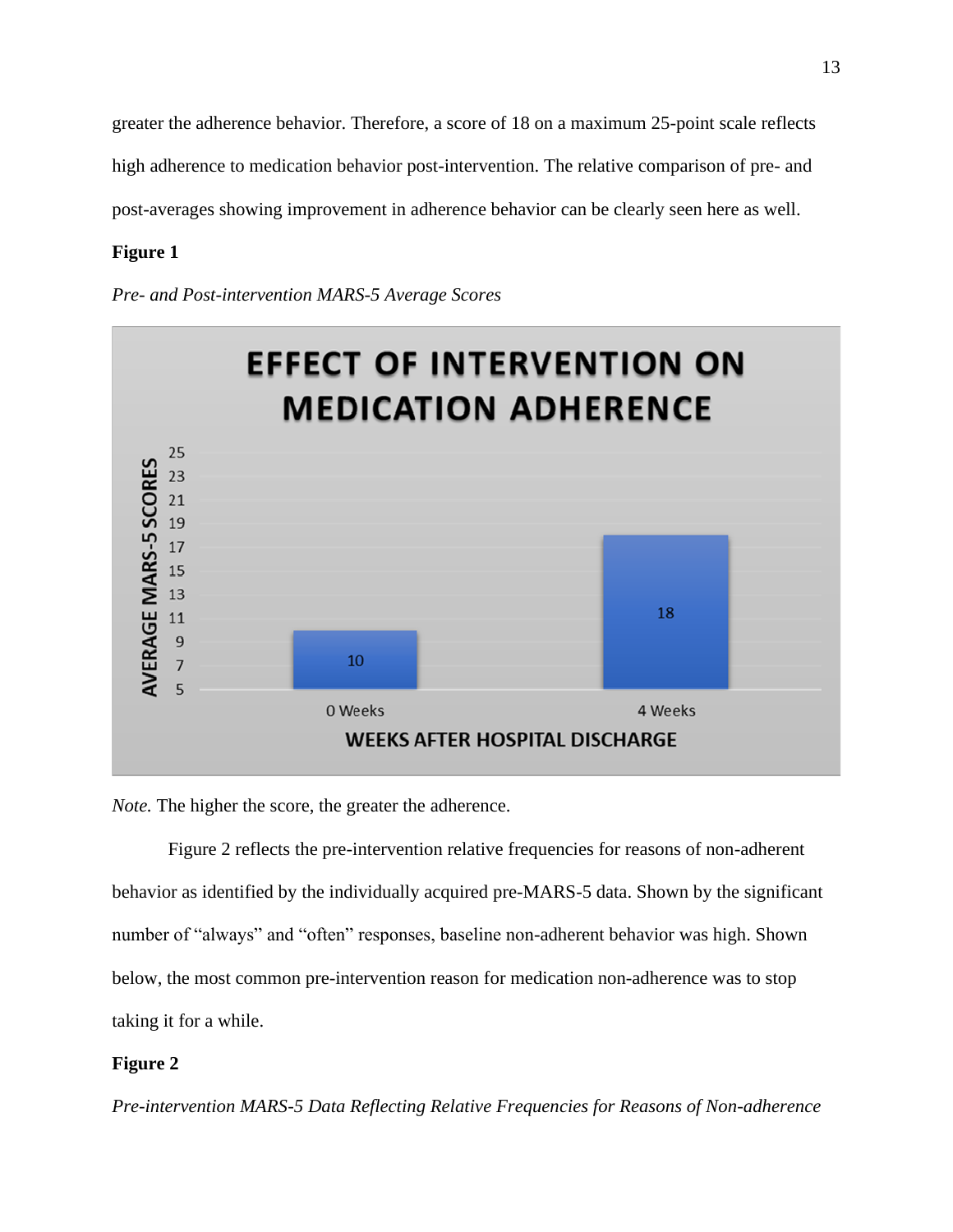greater the adherence behavior. Therefore, a score of 18 on a maximum 25-point scale reflects high adherence to medication behavior post-intervention. The relative comparison of pre- and post-averages showing improvement in adherence behavior can be clearly seen here as well.

**Figure 1**

*Pre- and Post-intervention MARS-5 Average Scores*

*Note.* The higher the score, the greater the adherence.

Figure 2 reflects the pre-intervention relative frequencies for reasons of non-adherent behavior as identified by the individually acquired pre-MARS-5 data. Shown by the significant number of "always" and "often" responses, baseline non-adherent behavior was high. Shown below, the most common pre-intervention reason for medication non-adherence was to stop taking it for a while.

**Figure 2**

*Pre-intervention MARS-5 Data Reflecting Relative Frequencies for Reasons of Non-adherence*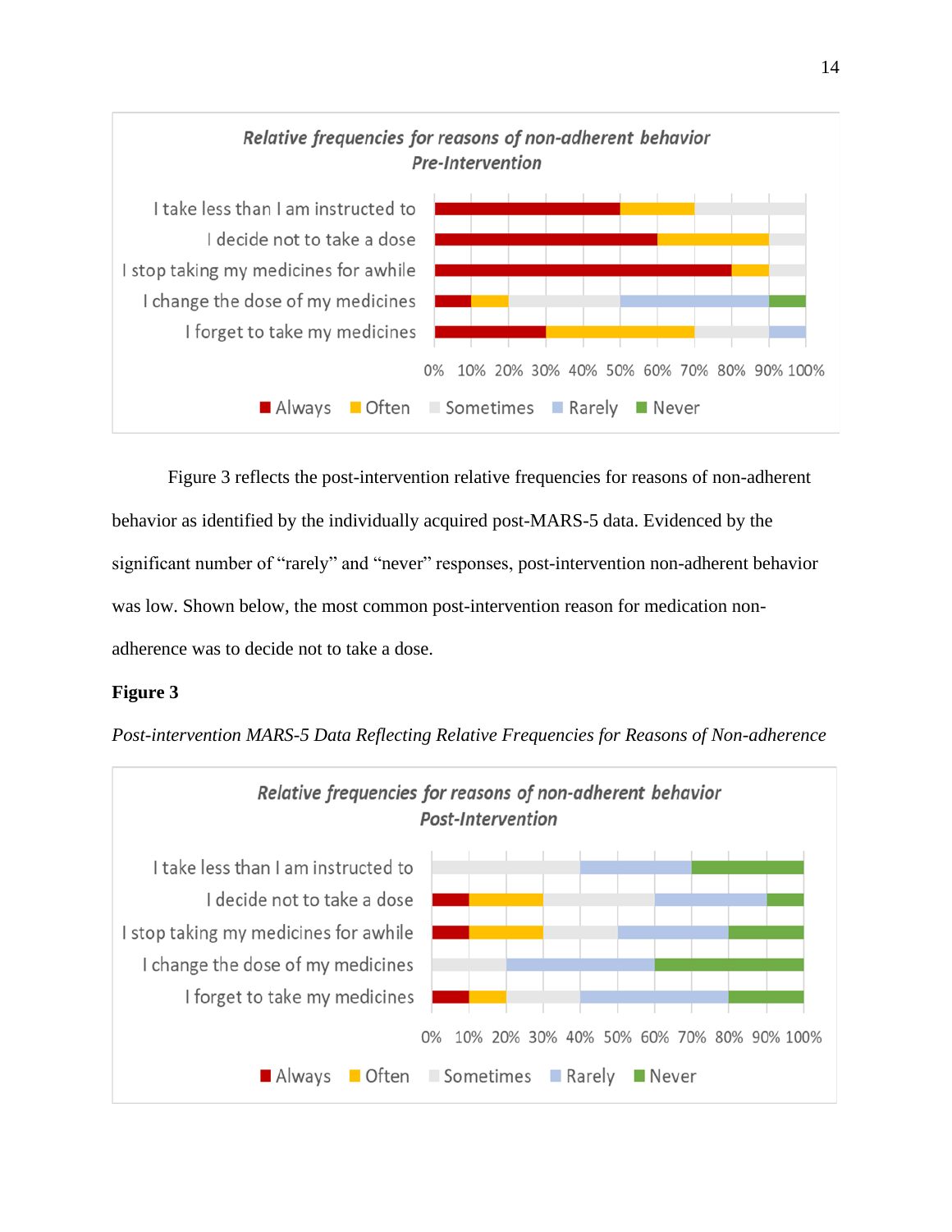Figure 3 reflects the post-intervention relative frequencies for reasons of non-adherent behavior as identified by the individually acquired post-MARS-5 data. Evidenced by the significant number of "rarely" and "never" responses, post-intervention non-adherent behavior was low. Shown below, the most common post-intervention reason for medication non-adherence was to decide not to take a dose.

**Figure 3**

*Post-intervention MARS-5 Data Reflecting Relative Frequencies for Reasons of Non-adherence*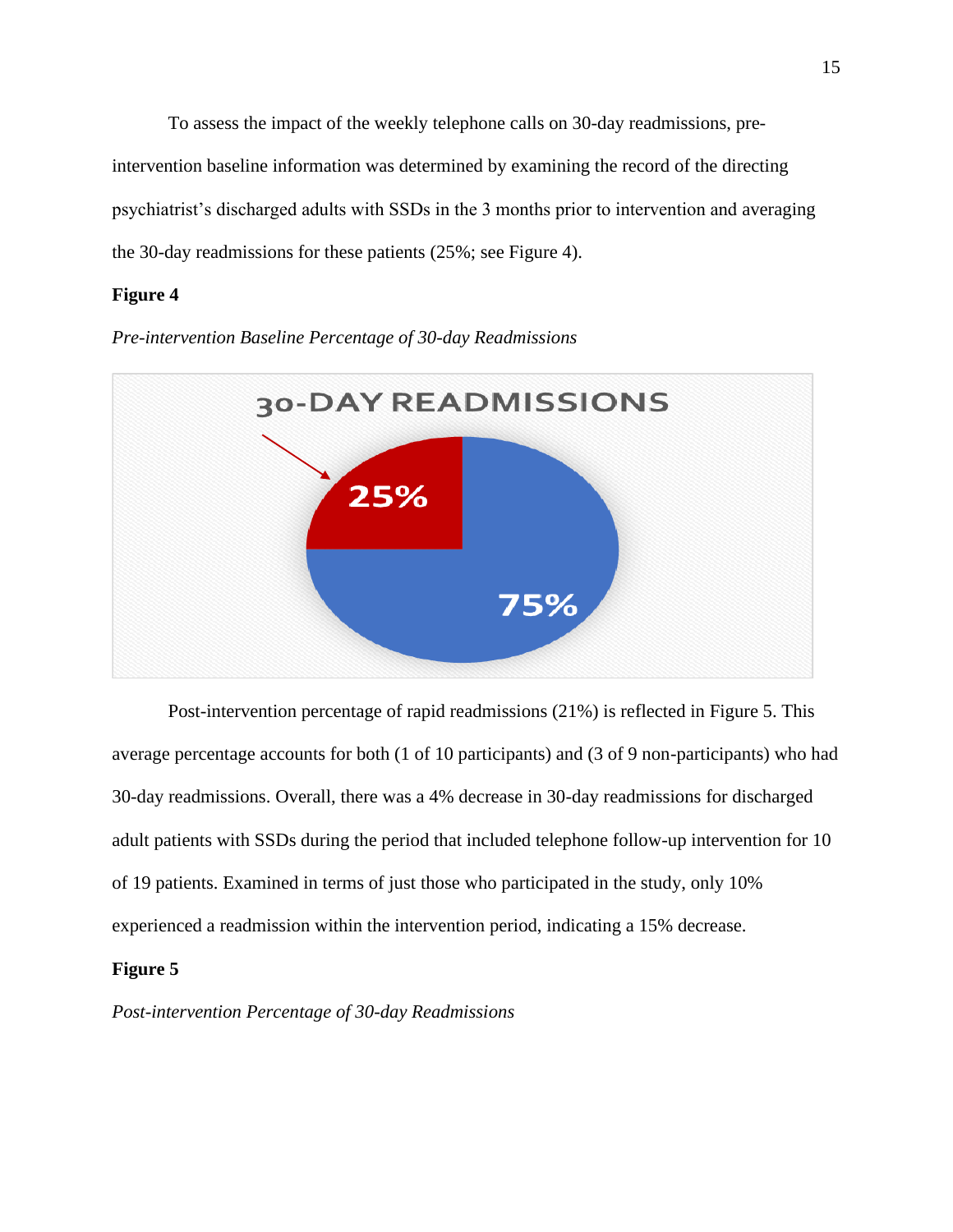To assess the impact of the weekly telephone calls on 30-day readmissions, pre-intervention baseline information was determined by examining the record of the directing psychiatrist's discharged adults with SSDs in the 3 months prior to intervention and averaging the 30-day readmissions for these patients (25%; see Figure 4).

**Figure 4**

*Pre-intervention Baseline Percentage of 30-day Readmissions*

Post-intervention percentage of rapid readmissions (21%) is reflected in Figure 5. This average percentage accounts for both (1 of 10 participants) and (3 of 9 non-participants) who had 30-day readmissions. Overall, there was a 4% decrease in 30-day readmissions for discharged adult patients with SSDs during the period that included telephone follow-up intervention for 10 of 19 patients. Examined in terms of just those who participated in the study, only 10% experienced a readmission within the intervention period, indicating a 15% decrease.

**Figure 5**

*Post-intervention Percentage of 30-day Readmissions*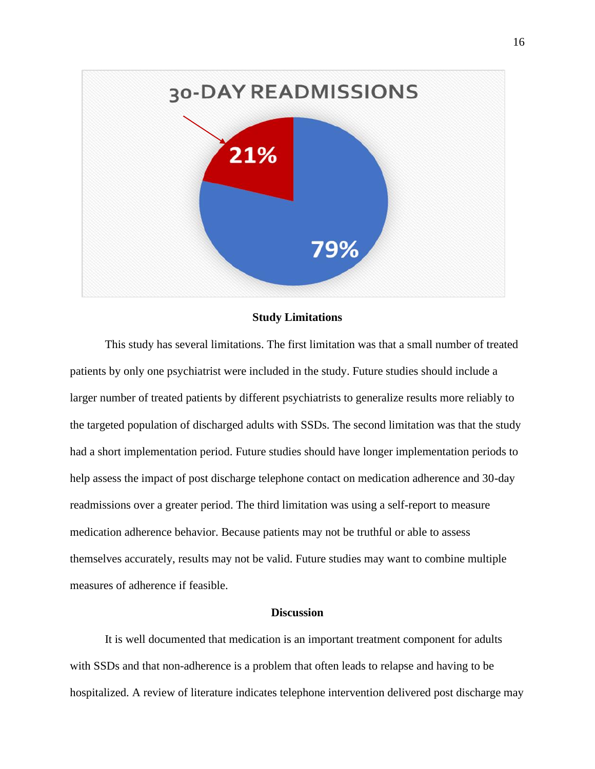30-DAY READMISSIONS

21%

79%

## Study Limitations

This study has several limitations. The first limitation was that a small number of treated patients by only one psychiatrist were included in the study. Future studies should include a larger number of treated patients by different psychiatrists to generalize results more reliably to the targeted population of discharged adults with SSDs. The second limitation was that the study had a short implementation period. Future studies should have longer implementation periods to help assess the impact of post discharge telephone contact on medication adherence and 30-day readmissions over a greater period. The third limitation was using a self-report to measure medication adherence behavior. Because patients may not be truthful or able to assess themselves accurately, results may not be valid. Future studies may want to combine multiple measures of adherence if feasible.

## Discussion

It is well documented that medication is an important treatment component for adults with SSDs and that non-adherence is a problem that often leads to relapse and having to be hospitalized. A review of literature indicates telephone intervention delivered post discharge may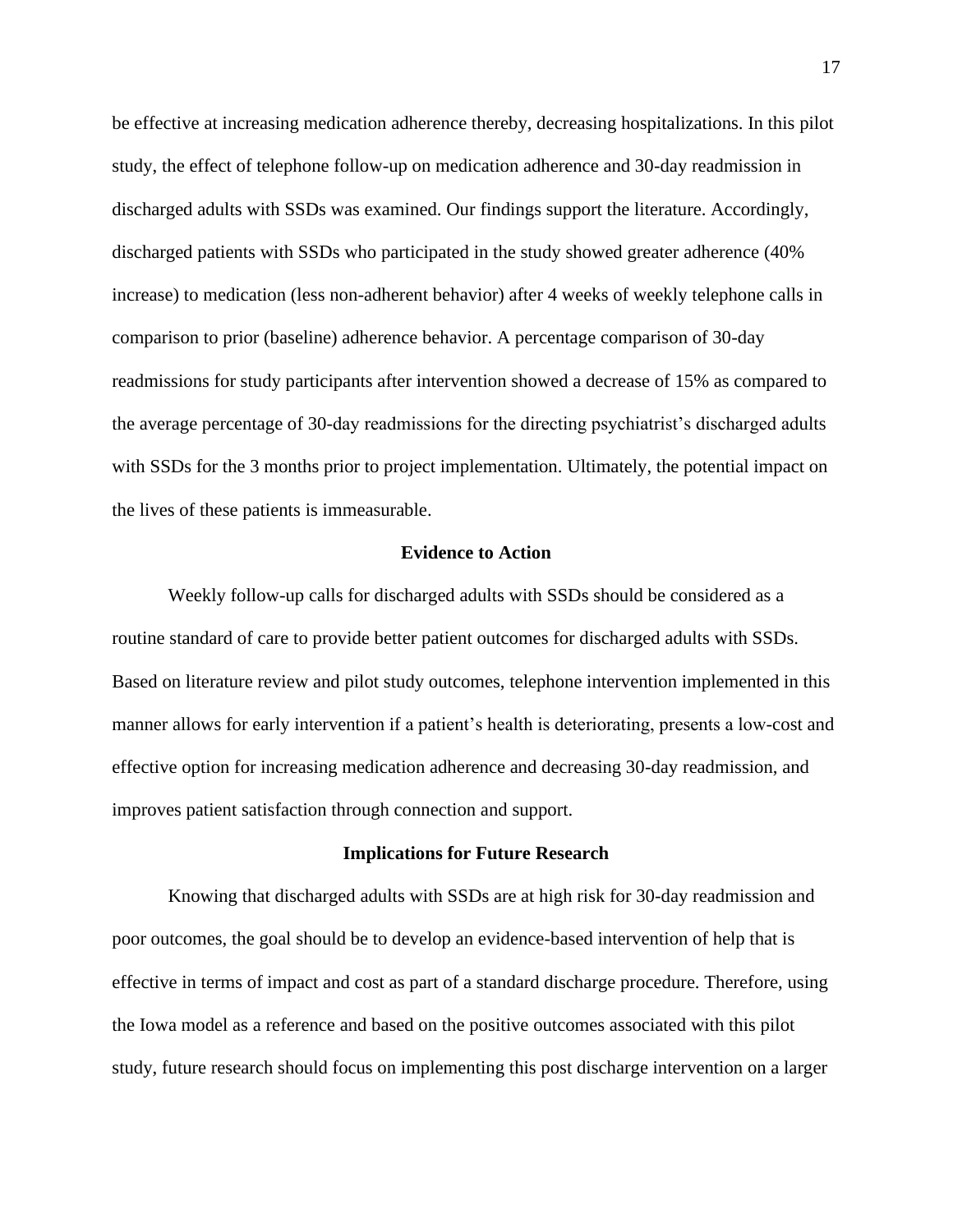be effective at increasing medication adherence thereby, decreasing hospitalizations. In this pilot study, the effect of telephone follow-up on medication adherence and 30-day readmission in discharged adults with SSDs was examined. Our findings support the literature. Accordingly, discharged patients with SSDs who participated in the study showed greater adherence (40% increase) to medication (less non-adherent behavior) after 4 weeks of weekly telephone calls in comparison to prior (baseline) adherence behavior. A percentage comparison of 30-day readmissions for study participants after intervention showed a decrease of 15% as compared to the average percentage of 30-day readmissions for the directing psychiatrist's discharged adults with SSDs for the 3 months prior to project implementation. Ultimately, the potential impact on the lives of these patients is immeasurable.

## Evidence to Action

Weekly follow-up calls for discharged adults with SSDs should be considered as a routine standard of care to provide better patient outcomes for discharged adults with SSDs. Based on literature review and pilot study outcomes, telephone intervention implemented in this manner allows for early intervention if a patient's health is deteriorating, presents a low-cost and effective option for increasing medication adherence and decreasing 30-day readmission, and improves patient satisfaction through connection and support.

## Implications for Future Research

Knowing that discharged adults with SSDs are at high risk for 30-day readmission and poor outcomes, the goal should be to develop an evidence-based intervention of help that is effective in terms of impact and cost as part of a standard discharge procedure. Therefore, using the Iowa model as a reference and based on the positive outcomes associated with this pilot study, future research should focus on implementing this post discharge intervention on a larger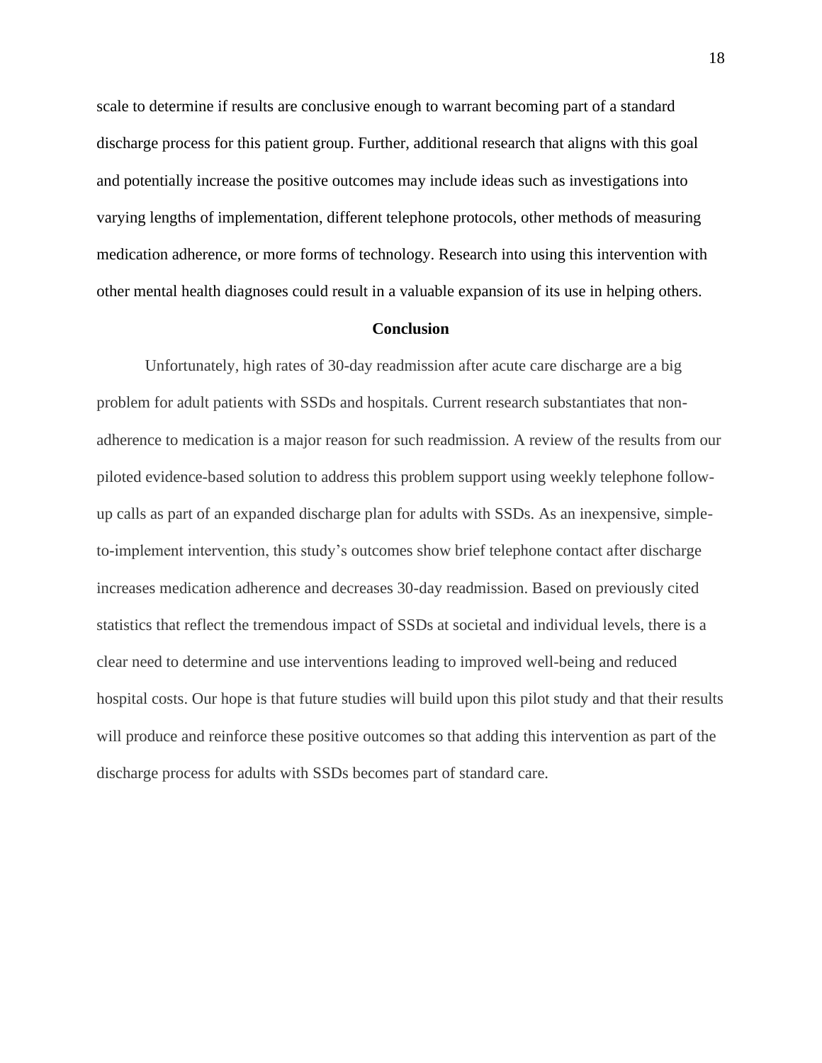scale to determine if results are conclusive enough to warrant becoming part of a standard discharge process for this patient group. Further, additional research that aligns with this goal and potentially increase the positive outcomes may include ideas such as investigations into varying lengths of implementation, different telephone protocols, other methods of measuring medication adherence, or more forms of technology. Research into using this intervention with other mental health diagnoses could result in a valuable expansion of its use in helping others.

## Conclusion

Unfortunately, high rates of 30-day readmission after acute care discharge are a big problem for adult patients with SSDs and hospitals. Current research substantiates that non-adherence to medication is a major reason for such readmission. A review of the results from our piloted evidence-based solution to address this problem support using weekly telephone follow-up calls as part of an expanded discharge plan for adults with SSDs. As an inexpensive, simple-to-implement intervention, this study's outcomes show brief telephone contact after discharge increases medication adherence and decreases 30-day readmission. Based on previously cited statistics that reflect the tremendous impact of SSDs at societal and individual levels, there is a clear need to determine and use interventions leading to improved well-being and reduced hospital costs. Our hope is that future studies will build upon this pilot study and that their results will produce and reinforce these positive outcomes so that adding this intervention as part of the discharge process for adults with SSDs becomes part of standard care.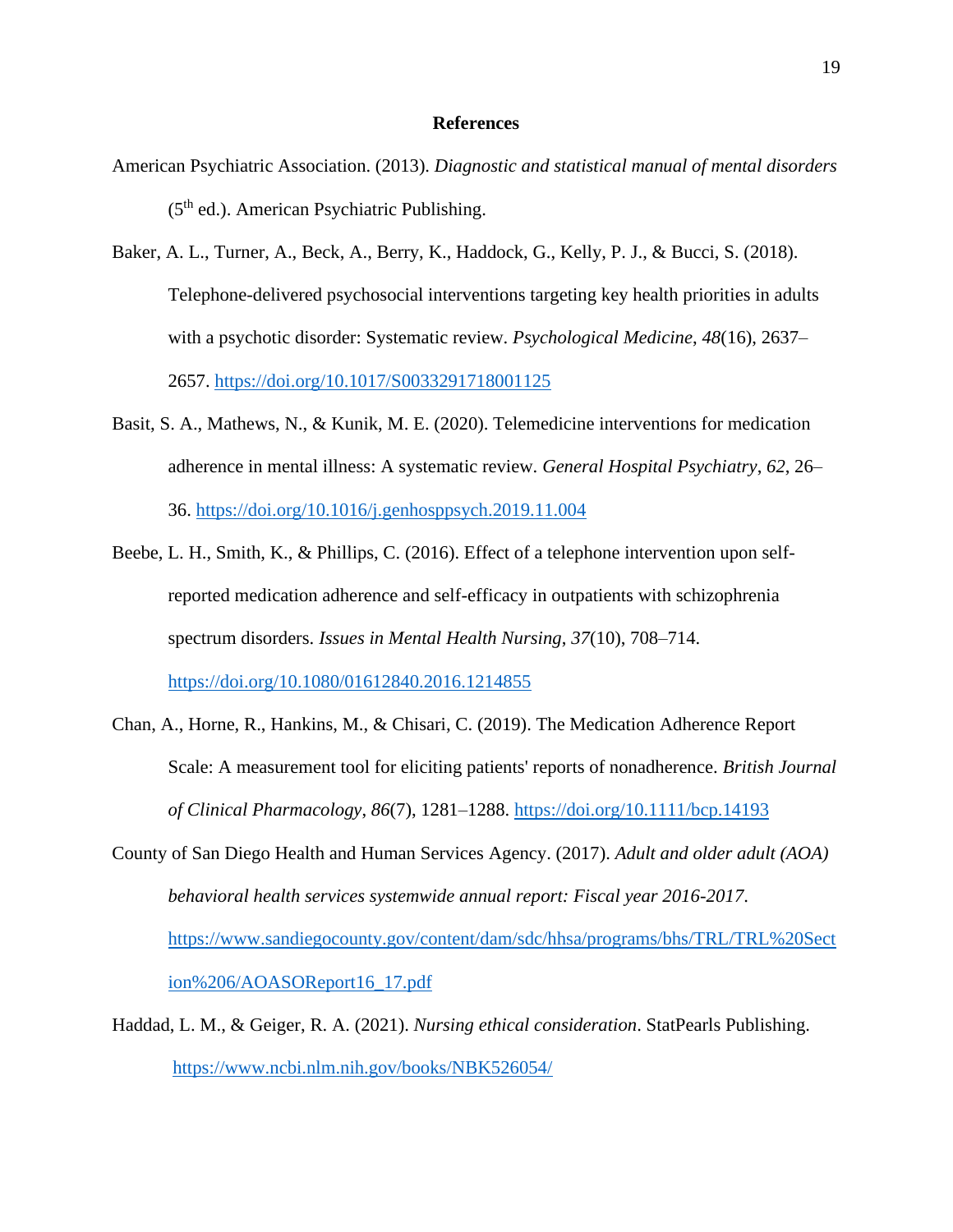# References

American Psychiatric Association. (2013). *Diagnostic and statistical manual of mental disorders* (5th ed.). American Psychiatric Publishing.

Baker, A. L., Turner, A., Beck, A., Berry, K., Haddock, G., Kelly, P. J., & Bucci, S. (2018). Telephone-delivered psychosocial interventions targeting key health priorities in adults with a psychotic disorder: Systematic review. *Psychological Medicine*, *48*(16), 2637–2657. https://doi.org/10.1017/S0033291718001125

Basit, S. A., Mathews, N., & Kunik, M. E. (2020). Telemedicine interventions for medication adherence in mental illness: A systematic review. *General Hospital Psychiatry*, *62*, 26–36. https://doi.org/10.1016/j.genhosppsych.2019.11.004

Beebe, L. H., Smith, K., & Phillips, C. (2016). Effect of a telephone intervention upon self-reported medication adherence and self-efficacy in outpatients with schizophrenia spectrum disorders. *Issues in Mental Health Nursing*, *37*(10), 708–714. https://doi.org/10.1080/01612840.2016.1214855

Chan, A., Horne, R., Hankins, M., & Chisari, C. (2019). The Medication Adherence Report Scale: A measurement tool for eliciting patients' reports of nonadherence. *British Journal of Clinical Pharmacology*, *86*(7), 1281–1288. https://doi.org/10.1111/bcp.14193

County of San Diego Health and Human Services Agency. (2017). *Adult and older adult (AOA) behavioral health services systemwide annual report: Fiscal year 2016-2017*. https://www.sandiegocounty.gov/content/dam/sdc/hhsa/programs/bhs/TRL/TRL%20Section%206/AOASOReport16_17.pdf

Haddad, L. M., & Geiger, R. A. (2021). *Nursing ethical consideration*. StatPearls Publishing. https://www.ncbi.nlm.nih.gov/books/NBK526054/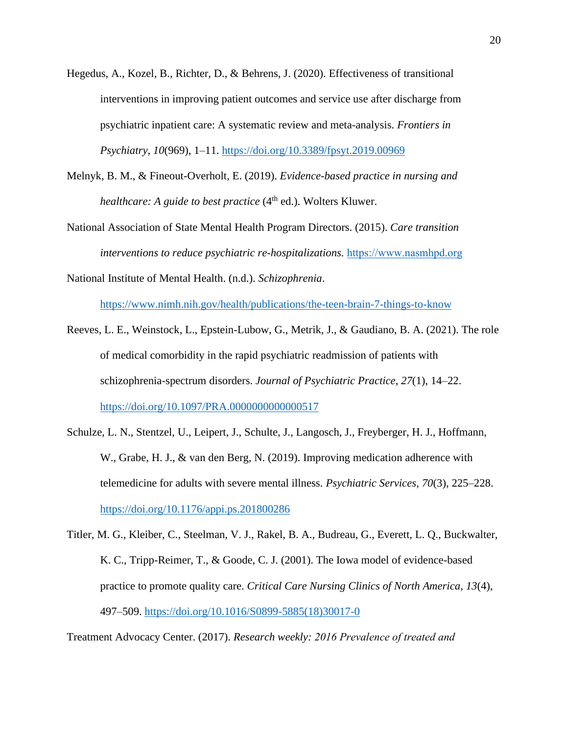Hegedus, A., Kozel, B., Richter, D., & Behrens, J. (2020). Effectiveness of transitional interventions in improving patient outcomes and service use after discharge from psychiatric inpatient care: A systematic review and meta-analysis. *Frontiers in Psychiatry*, *10*(969), 1–11. https://doi.org/10.3389/fpsyt.2019.00969

Melnyk, B. M., & Fineout-Overholt, E. (2019). *Evidence-based practice in nursing and healthcare: A guide to best practice* (4th ed.). Wolters Kluwer.

National Association of State Mental Health Program Directors. (2015). *Care transition interventions to reduce psychiatric re-hospitalizations.* https://www.nasmhpd.org

National Institute of Mental Health. (n.d.). *Schizophrenia*. https://www.nimh.nih.gov/health/publications/the-teen-brain-7-things-to-know

Reeves, L. E., Weinstock, L., Epstein-Lubow, G., Metrik, J., & Gaudiano, B. A. (2021). The role of medical comorbidity in the rapid psychiatric readmission of patients with schizophrenia-spectrum disorders. *Journal of Psychiatric Practice*, *27*(1), 14–22. https://doi.org/10.1097/PRA.0000000000000517

Schulze, L. N., Stentzel, U., Leipert, J., Schulte, J., Langosch, J., Freyberger, H. J., Hoffmann, W., Grabe, H. J., & van den Berg, N. (2019). Improving medication adherence with telemedicine for adults with severe mental illness. *Psychiatric Services*, *70*(3), 225–228. https://doi.org/10.1176/appi.ps.201800286

Titler, M. G., Kleiber, C., Steelman, V. J., Rakel, B. A., Budreau, G., Everett, L. Q., Buckwalter, K. C., Tripp-Reimer, T., & Goode, C. J. (2001). The Iowa model of evidence-based practice to promote quality care. *Critical Care Nursing Clinics of North America*, *13*(4), 497–509. https://doi.org/10.1016/S0899-5885(18)30017-0

Treatment Advocacy Center. (2017). *Research weekly: 2016 Prevalence of treated and*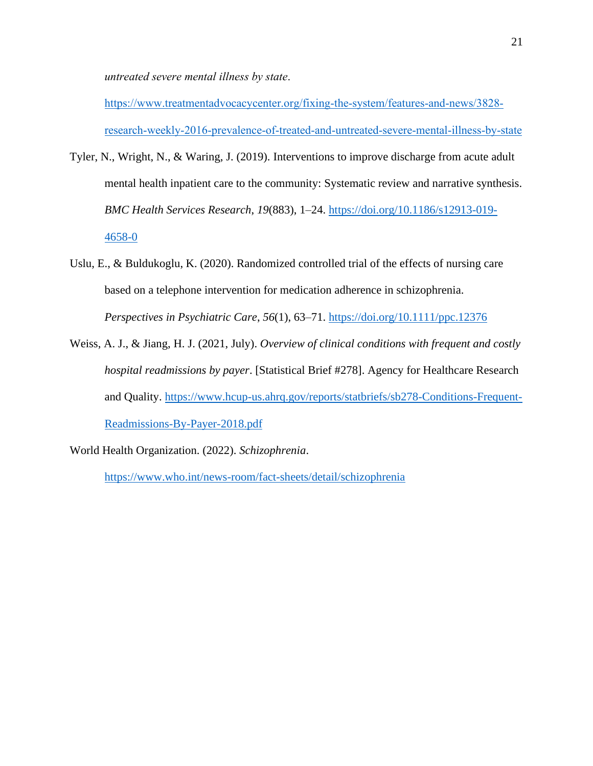*untreated severe mental illness by state*. https://www.treatmentadvocacycenter.org/fixing-the-system/features-and-news/3828-research-weekly-2016-prevalence-of-treated-and-untreated-severe-mental-illness-by-state

Tyler, N., Wright, N., & Waring, J. (2019). Interventions to improve discharge from acute adult mental health inpatient care to the community: Systematic review and narrative synthesis. *BMC Health Services Research*, *19*(883), 1–24. https://doi.org/10.1186/s12913-019-4658-0

Uslu, E., & Buldukoglu, K. (2020). Randomized controlled trial of the effects of nursing care based on a telephone intervention for medication adherence in schizophrenia. *Perspectives in Psychiatric Care*, *56*(1), 63–71. https://doi.org/10.1111/ppc.12376

Weiss, A. J., & Jiang, H. J. (2021, July). *Overview of clinical conditions with frequent and costly hospital readmissions by payer*. [Statistical Brief #278]. Agency for Healthcare Research and Quality. https://www.hcup-us.ahrq.gov/reports/statbriefs/sb278-Conditions-Frequent-Readmissions-By-Payer-2018.pdf

World Health Organization. (2022). *Schizophrenia*. https://www.who.int/news-room/fact-sheets/detail/schizophrenia